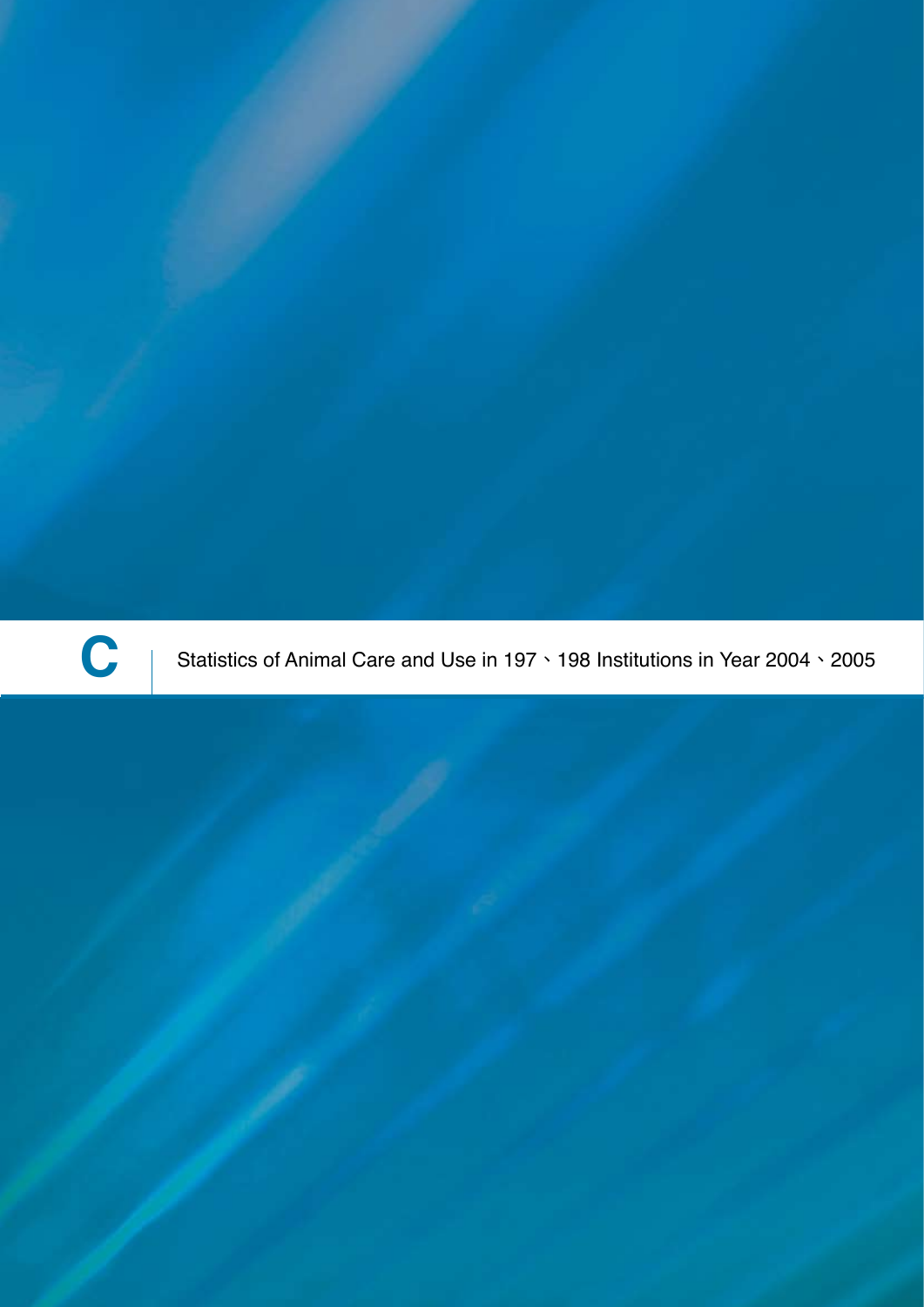# C

Statistics of Animal Care and Use in 197、198 Institutions in Year 2004、2005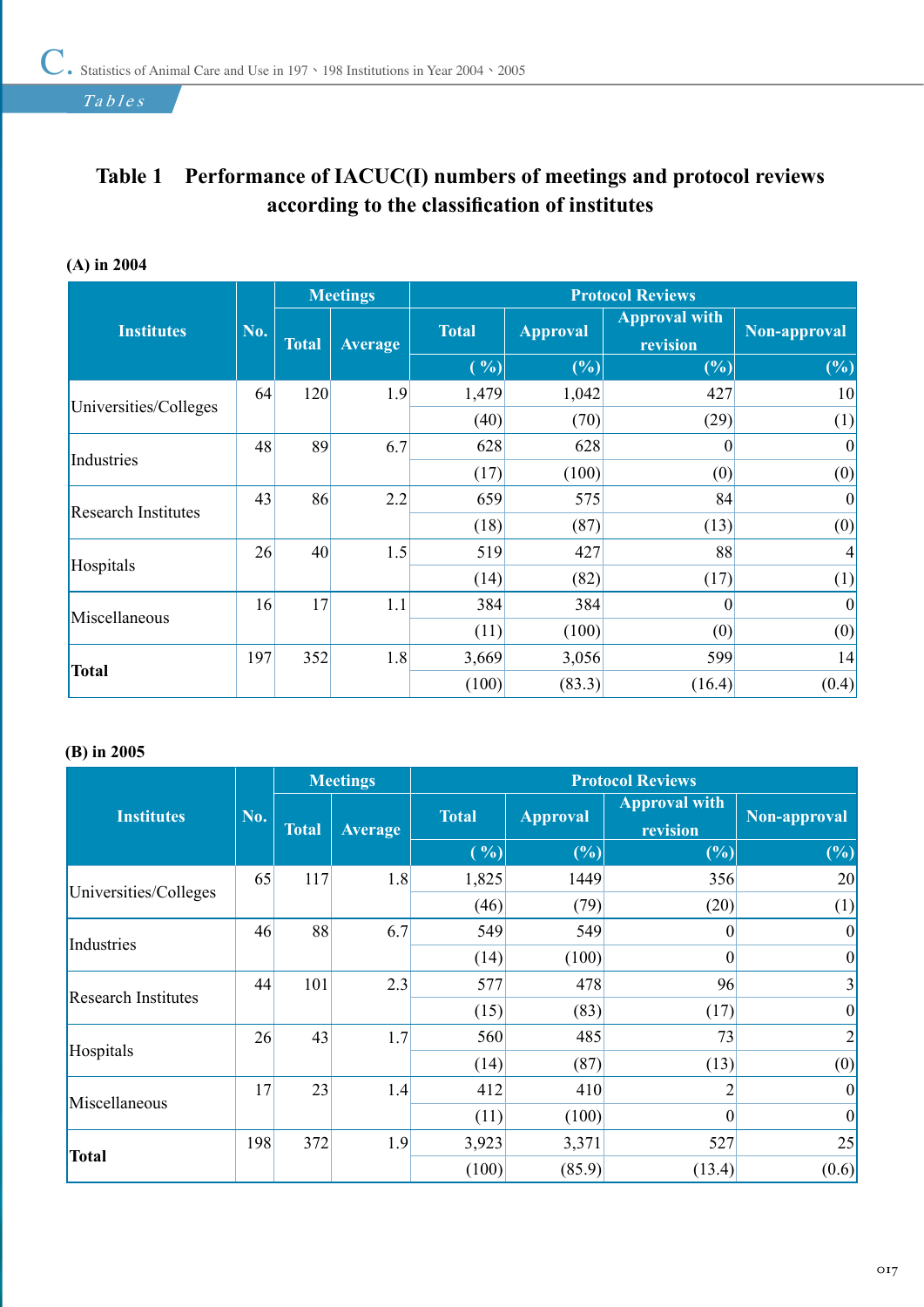# Table 1 Performance of IACUC(I) numbers of meetings and protocol reviews according to the classification of institutes

**(A) in 2004**

| Institutes | No. | Meetings | | Protocol Reviews | | | |
|---|---|---|---|---|---|---|---|
| | | Total | Average | Total | Approval | Approval with revision | Non-approval |
| | | | | ( %) | (%) | (%) | (%) |
| Universities/Colleges | 64 | 120 | 1.9 | 1,479 | 1,042 | 427 | 10 |
| | | | | (40) | (70) | (29) | (1) |
| Industries | 48 | 89 | 6.7 | 628 | 628 | 0 | 0 |
| | | | | (17) | (100) | (0) | (0) |
| Research Institutes | 43 | 86 | 2.2 | 659 | 575 | 84 | 0 |
| | | | | (18) | (87) | (13) | (0) |
| Hospitals | 26 | 40 | 1.5 | 519 | 427 | 88 | 4 |
| | | | | (14) | (82) | (17) | (1) |
| Miscellaneous | 16 | 17 | 1.1 | 384 | 384 | 0 | 0 |
| | | | | (11) | (100) | (0) | (0) |
| **Total** | 197 | 352 | 1.8 | 3,669 | 3,056 | 599 | 14 |
| | | | | (100) | (83.3) | (16.4) | (0.4) |

**(B) in 2005**

| Institutes | No. | Meetings | | Protocol Reviews | | | |
|---|---|---|---|---|---|---|---|
| | | Total | Average | Total | Approval | Approval with revision | Non-approval |
| | | | | ( %) | (%) | (%) | (%) |
| Universities/Colleges | 65 | 117 | 1.8 | 1,825 | 1449 | 356 | 20 |
| | | | | (46) | (79) | (20) | (1) |
| Industries | 46 | 88 | 6.7 | 549 | 549 | 0 | 0 |
| | | | | (14) | (100) | 0 | 0 |
| Research Institutes | 44 | 101 | 2.3 | 577 | 478 | 96 | 3 |
| | | | | (15) | (83) | (17) | 0 |
| Hospitals | 26 | 43 | 1.7 | 560 | 485 | 73 | 2 |
| | | | | (14) | (87) | (13) | (0) |
| Miscellaneous | 17 | 23 | 1.4 | 412 | 410 | 2 | 0 |
| | | | | (11) | (100) | 0 | 0 |
| **Total** | 198 | 372 | 1.9 | 3,923 | 3,371 | 527 | 25 |
| | | | | (100) | (85.9) | (13.4) | (0.6) |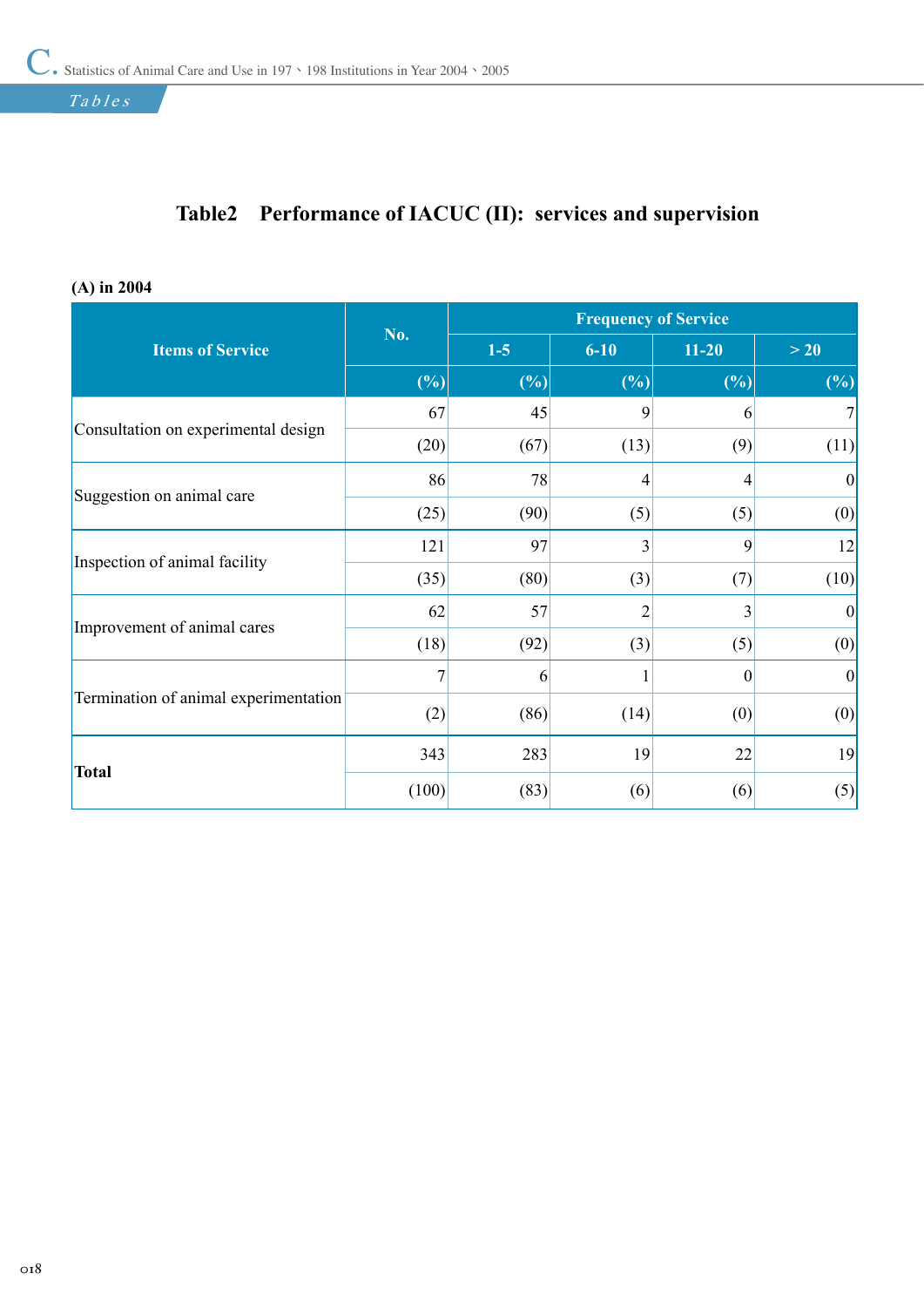## Table2 Performance of IACUC (II): services and supervision

**(A) in 2004**

| Items of Service | No. | Frequency of Service | | | |
|---|---|---|---|---|---|
| | | 1-5 | 6-10 | 11-20 | > 20 |
| | (%) | (%) | (%) | (%) | (%) |
| Consultation on experimental design | 67 | 45 | 9 | 6 | 7 |
| | (20) | (67) | (13) | (9) | (11) |
| Suggestion on animal care | 86 | 78 | 4 | 4 | 0 |
| | (25) | (90) | (5) | (5) | (0) |
| Inspection of animal facility | 121 | 97 | 3 | 9 | 12 |
| | (35) | (80) | (3) | (7) | (10) |
| Improvement of animal cares | 62 | 57 | 2 | 3 | 0 |
| | (18) | (92) | (3) | (5) | (0) |
| Termination of animal experimentation | 7 | 6 | 1 | 0 | 0 |
| | (2) | (86) | (14) | (0) | (0) |
| **Total** | 343 | 283 | 19 | 22 | 19 |
| | (100) | (83) | (6) | (6) | (5) |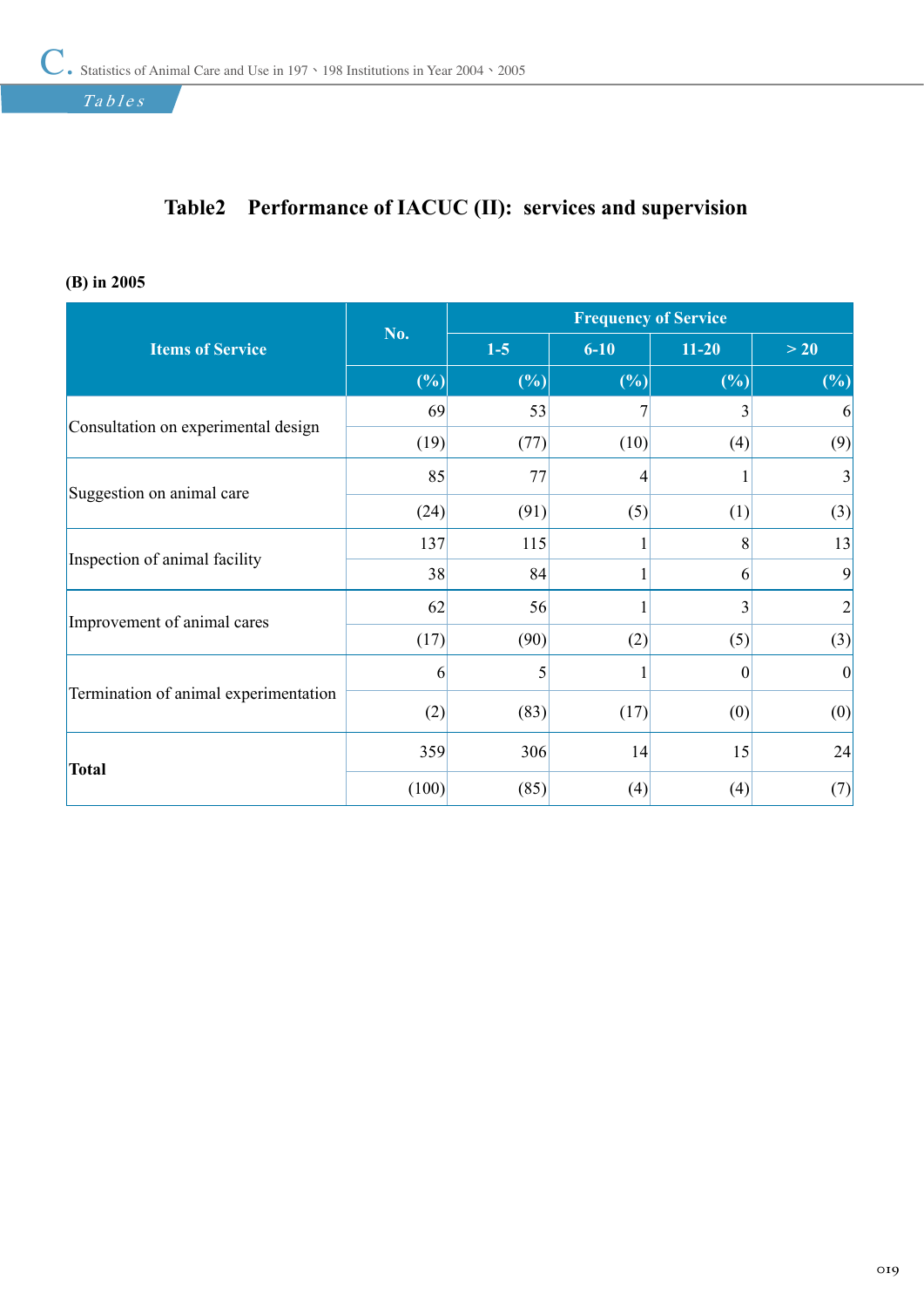## Table2 Performance of IACUC (II): services and supervision

**(B) in 2005**

| Items of Service | No. | Frequency of Service | | | |
|---|---|---|---|---|---|
| | | 1-5 | 6-10 | 11-20 | > 20 |
| | (%) | (%) | (%) | (%) | (%) |
| Consultation on experimental design | 69 | 53 | 7 | 3 | 6 |
| | (19) | (77) | (10) | (4) | (9) |
| Suggestion on animal care | 85 | 77 | 4 | 1 | 3 |
| | (24) | (91) | (5) | (1) | (3) |
| Inspection of animal facility | 137 | 115 | 1 | 8 | 13 |
| | 38 | 84 | 1 | 6 | 9 |
| Improvement of animal cares | 62 | 56 | 1 | 3 | 2 |
| | (17) | (90) | (2) | (5) | (3) |
| Termination of animal experimentation | 6 | 5 | 1 | 0 | 0 |
| | (2) | (83) | (17) | (0) | (0) |
| **Total** | 359 | 306 | 14 | 15 | 24 |
| | (100) | (85) | (4) | (4) | (7) |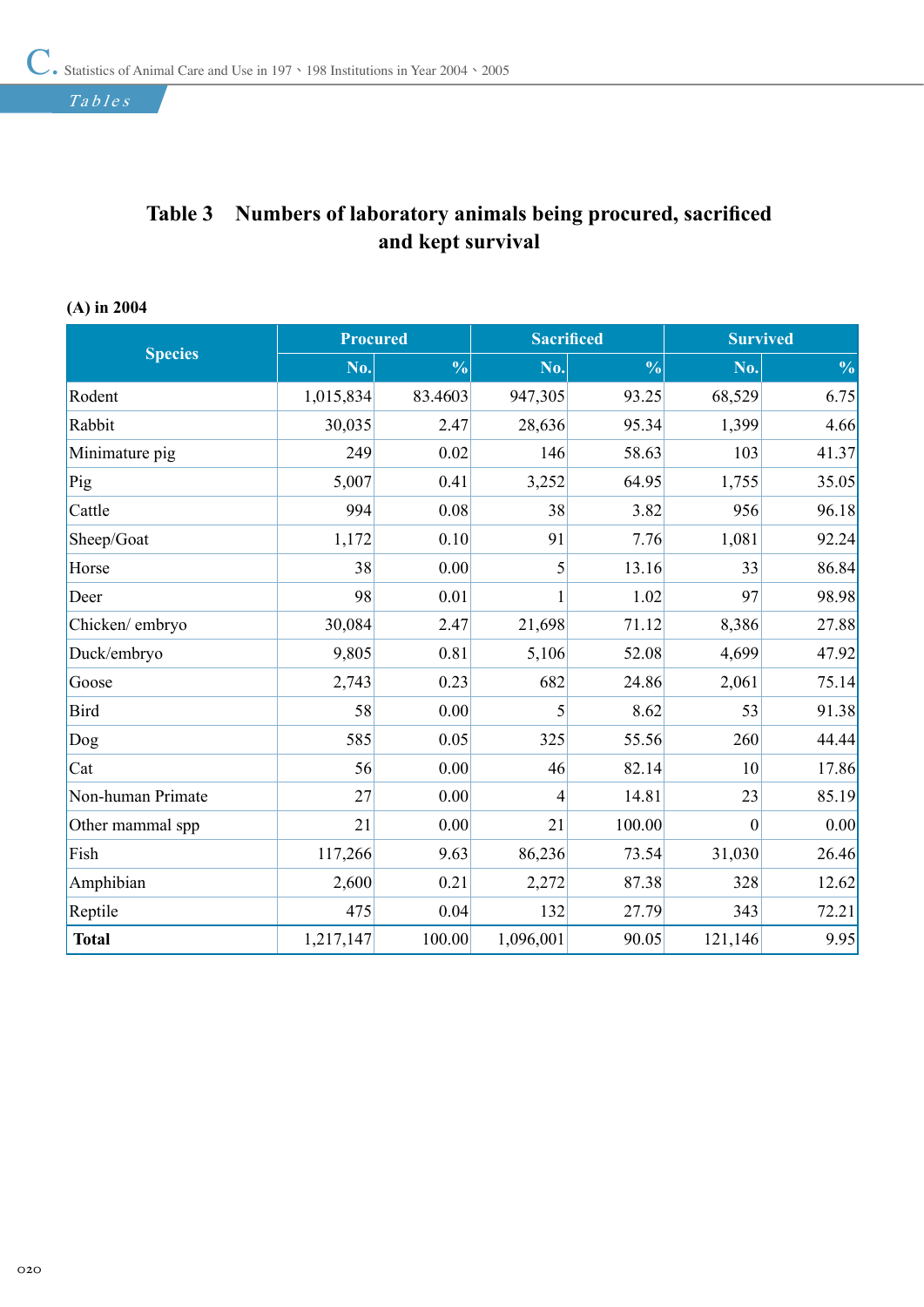# Table 3 Numbers of laboratory animals being procured, sacrificed and kept survival

**(A) in 2004**

| Species | Procured | | Sacrificed | | Survived | |
|---|---|---|---|---|---|---|
| | No. | % | No. | % | No. | % |
| Rodent | 1,015,834 | 83.4603 | 947,305 | 93.25 | 68,529 | 6.75 |
| Rabbit | 30,035 | 2.47 | 28,636 | 95.34 | 1,399 | 4.66 |
| Minimature pig | 249 | 0.02 | 146 | 58.63 | 103 | 41.37 |
| Pig | 5,007 | 0.41 | 3,252 | 64.95 | 1,755 | 35.05 |
| Cattle | 994 | 0.08 | 38 | 3.82 | 956 | 96.18 |
| Sheep/Goat | 1,172 | 0.10 | 91 | 7.76 | 1,081 | 92.24 |
| Horse | 38 | 0.00 | 5 | 13.16 | 33 | 86.84 |
| Deer | 98 | 0.01 | 1 | 1.02 | 97 | 98.98 |
| Chicken/ embryo | 30,084 | 2.47 | 21,698 | 71.12 | 8,386 | 27.88 |
| Duck/embryo | 9,805 | 0.81 | 5,106 | 52.08 | 4,699 | 47.92 |
| Goose | 2,743 | 0.23 | 682 | 24.86 | 2,061 | 75.14 |
| Bird | 58 | 0.00 | 5 | 8.62 | 53 | 91.38 |
| Dog | 585 | 0.05 | 325 | 55.56 | 260 | 44.44 |
| Cat | 56 | 0.00 | 46 | 82.14 | 10 | 17.86 |
| Non-human Primate | 27 | 0.00 | 4 | 14.81 | 23 | 85.19 |
| Other mammal spp | 21 | 0.00 | 21 | 100.00 | 0 | 0.00 |
| Fish | 117,266 | 9.63 | 86,236 | 73.54 | 31,030 | 26.46 |
| Amphibian | 2,600 | 0.21 | 2,272 | 87.38 | 328 | 12.62 |
| Reptile | 475 | 0.04 | 132 | 27.79 | 343 | 72.21 |
| **Total** | 1,217,147 | 100.00 | 1,096,001 | 90.05 | 121,146 | 9.95 |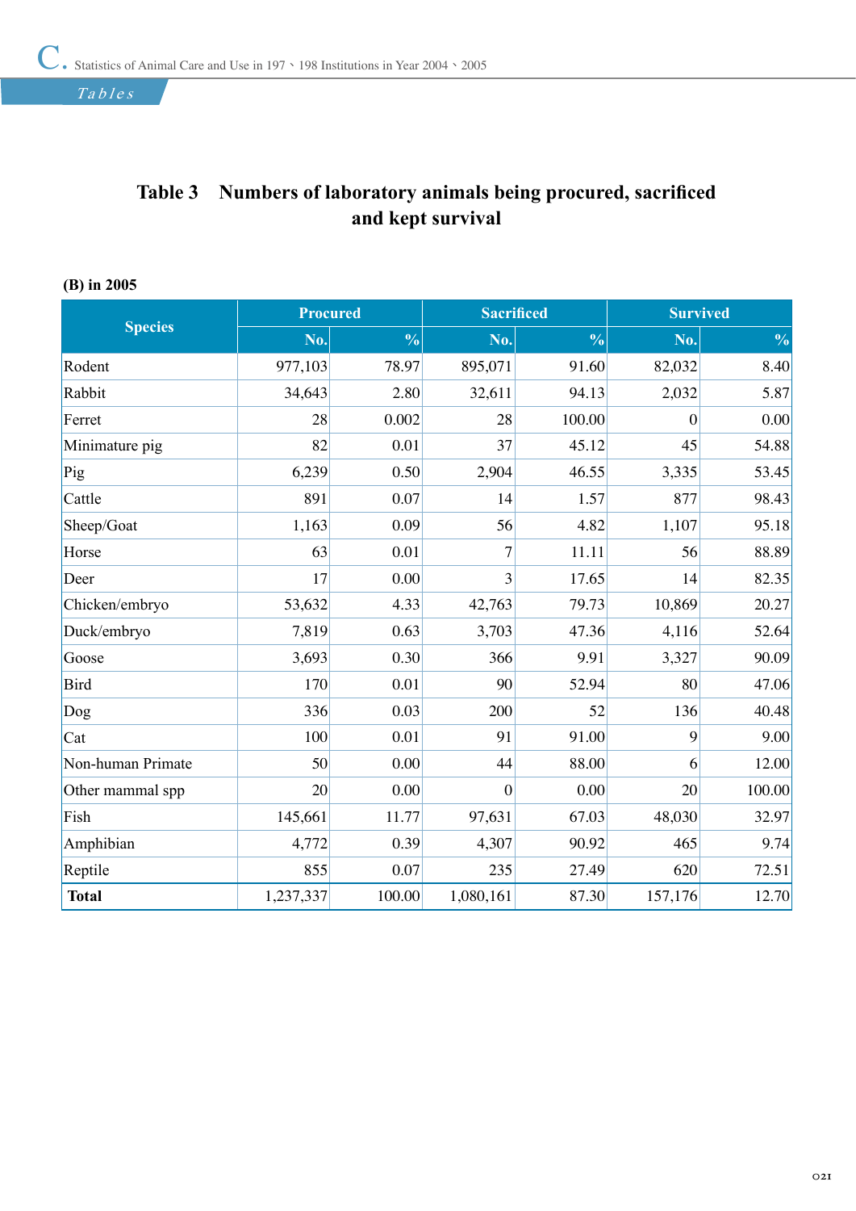## Table 3 Numbers of laboratory animals being procured, sacrificed and kept survival

**(B) in 2005**

| Species | Procured | | Sacrificed | | Survived | |
|---|---|---|---|---|---|---|
| | No. | % | No. | % | No. | % |
| Rodent | 977,103 | 78.97 | 895,071 | 91.60 | 82,032 | 8.40 |
| Rabbit | 34,643 | 2.80 | 32,611 | 94.13 | 2,032 | 5.87 |
| Ferret | 28 | 0.002 | 28 | 100.00 | 0 | 0.00 |
| Minimature pig | 82 | 0.01 | 37 | 45.12 | 45 | 54.88 |
| Pig | 6,239 | 0.50 | 2,904 | 46.55 | 3,335 | 53.45 |
| Cattle | 891 | 0.07 | 14 | 1.57 | 877 | 98.43 |
| Sheep/Goat | 1,163 | 0.09 | 56 | 4.82 | 1,107 | 95.18 |
| Horse | 63 | 0.01 | 7 | 11.11 | 56 | 88.89 |
| Deer | 17 | 0.00 | 3 | 17.65 | 14 | 82.35 |
| Chicken/embryo | 53,632 | 4.33 | 42,763 | 79.73 | 10,869 | 20.27 |
| Duck/embryo | 7,819 | 0.63 | 3,703 | 47.36 | 4,116 | 52.64 |
| Goose | 3,693 | 0.30 | 366 | 9.91 | 3,327 | 90.09 |
| Bird | 170 | 0.01 | 90 | 52.94 | 80 | 47.06 |
| Dog | 336 | 0.03 | 200 | 52 | 136 | 40.48 |
| Cat | 100 | 0.01 | 91 | 91.00 | 9 | 9.00 |
| Non-human Primate | 50 | 0.00 | 44 | 88.00 | 6 | 12.00 |
| Other mammal spp | 20 | 0.00 | 0 | 0.00 | 20 | 100.00 |
| Fish | 145,661 | 11.77 | 97,631 | 67.03 | 48,030 | 32.97 |
| Amphibian | 4,772 | 0.39 | 4,307 | 90.92 | 465 | 9.74 |
| Reptile | 855 | 0.07 | 235 | 27.49 | 620 | 72.51 |
| **Total** | 1,237,337 | 100.00 | 1,080,161 | 87.30 | 157,176 | 12.70 |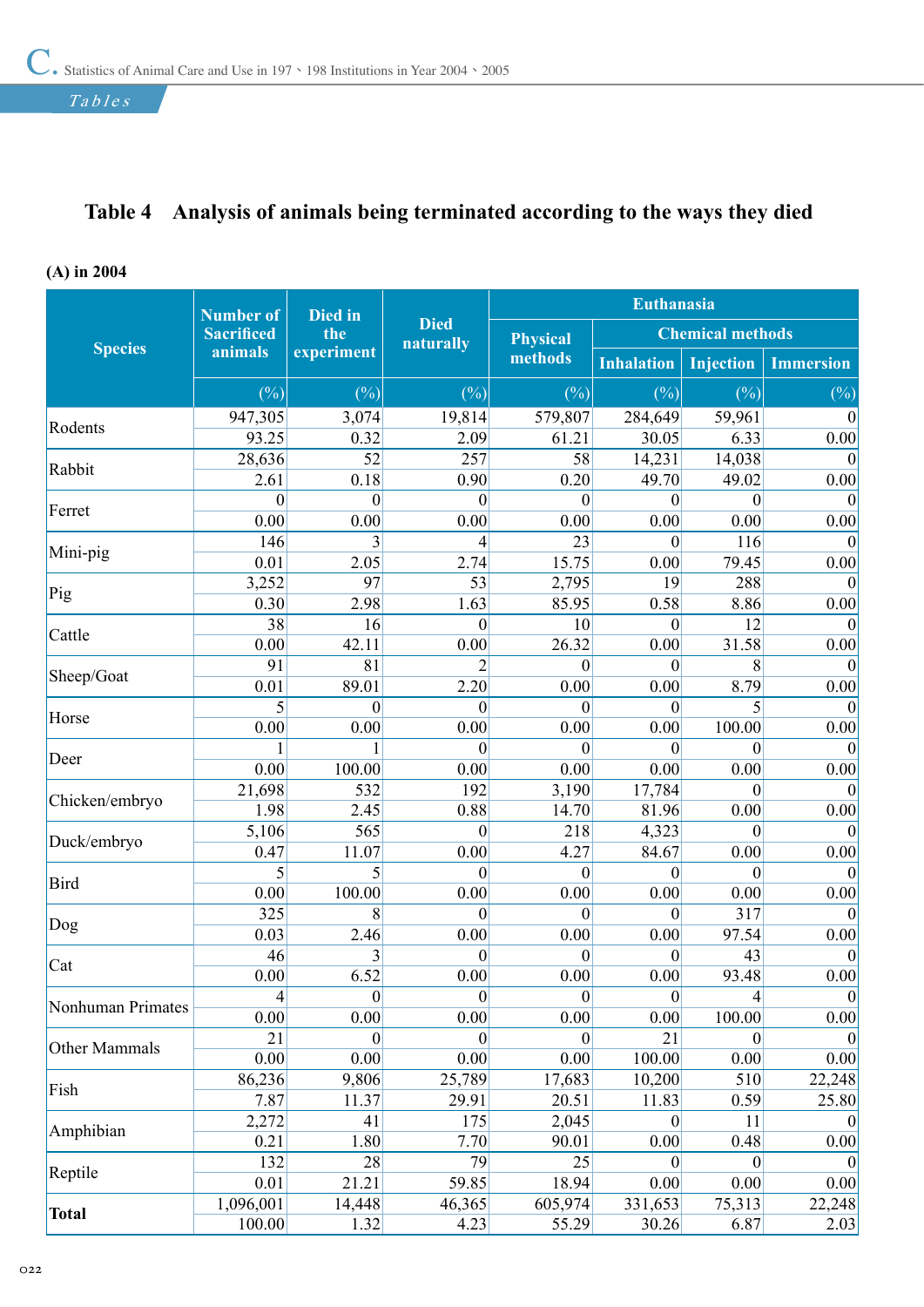## Table 4 Analysis of animals being terminated according to the ways they died

**(A) in 2004**

| Species | Number of Sacrificed animals | Died in the experiment | Died naturally | Euthanasia | | | |
|---|---|---|---|---|---|---|---|
| | | | | Physical methods | Chemical methods | | |
| | | | | | Inhalation | Injection | Immersion |
| | (%) | (%) | (%) | (%) | (%) | (%) | (%) |
| Rodents | 947,305 | 3,074 | 19,814 | 579,807 | 284,649 | 59,961 | 0 |
| | 93.25 | 0.32 | 2.09 | 61.21 | 30.05 | 6.33 | 0.00 |
| Rabbit | 28,636 | 52 | 257 | 58 | 14,231 | 14,038 | 0 |
| | 2.61 | 0.18 | 0.90 | 0.20 | 49.70 | 49.02 | 0.00 |
| Ferret | 0 | 0 | 0 | 0 | 0 | 0 | 0 |
| | 0.00 | 0.00 | 0.00 | 0.00 | 0.00 | 0.00 | 0.00 |
| Mini-pig | 146 | 3 | 4 | 23 | 0 | 116 | 0 |
| | 0.01 | 2.05 | 2.74 | 15.75 | 0.00 | 79.45 | 0.00 |
| Pig | 3,252 | 97 | 53 | 2,795 | 19 | 288 | 0 |
| | 0.30 | 2.98 | 1.63 | 85.95 | 0.58 | 8.86 | 0.00 |
| Cattle | 38 | 16 | 0 | 10 | 0 | 12 | 0 |
| | 0.00 | 42.11 | 0.00 | 26.32 | 0.00 | 31.58 | 0.00 |
| Sheep/Goat | 91 | 81 | 2 | 0 | 0 | 8 | 0 |
| | 0.01 | 89.01 | 2.20 | 0.00 | 0.00 | 8.79 | 0.00 |
| Horse | 5 | 0 | 0 | 0 | 0 | 5 | 0 |
| | 0.00 | 0.00 | 0.00 | 0.00 | 0.00 | 100.00 | 0.00 |
| Deer | 1 | 1 | 0 | 0 | 0 | 0 | 0 |
| | 0.00 | 100.00 | 0.00 | 0.00 | 0.00 | 0.00 | 0.00 |
| Chicken/embryo | 21,698 | 532 | 192 | 3,190 | 17,784 | 0 | 0 |
| | 1.98 | 2.45 | 0.88 | 14.70 | 81.96 | 0.00 | 0.00 |
| Duck/embryo | 5,106 | 565 | 0 | 218 | 4,323 | 0 | 0 |
| | 0.47 | 11.07 | 0.00 | 4.27 | 84.67 | 0.00 | 0.00 |
| Bird | 5 | 5 | 0 | 0 | 0 | 0 | 0 |
| | 0.00 | 100.00 | 0.00 | 0.00 | 0.00 | 0.00 | 0.00 |
| Dog | 325 | 8 | 0 | 0 | 0 | 317 | 0 |
| | 0.03 | 2.46 | 0.00 | 0.00 | 0.00 | 97.54 | 0.00 |
| Cat | 46 | 3 | 0 | 0 | 0 | 43 | 0 |
| | 0.00 | 6.52 | 0.00 | 0.00 | 0.00 | 93.48 | 0.00 |
| Nonhuman Primates | 4 | 0 | 0 | 0 | 0 | 4 | 0 |
| | 0.00 | 0.00 | 0.00 | 0.00 | 0.00 | 100.00 | 0.00 |
| Other Mammals | 21 | 0 | 0 | 0 | 21 | 0 | 0 |
| | 0.00 | 0.00 | 0.00 | 0.00 | 100.00 | 0.00 | 0.00 |
| Fish | 86,236 | 9,806 | 25,789 | 17,683 | 10,200 | 510 | 22,248 |
| | 7.87 | 11.37 | 29.91 | 20.51 | 11.83 | 0.59 | 25.80 |
| Amphibian | 2,272 | 41 | 175 | 2,045 | 0 | 11 | 0 |
| | 0.21 | 1.80 | 7.70 | 90.01 | 0.00 | 0.48 | 0.00 |
| Reptile | 132 | 28 | 79 | 25 | 0 | 0 | 0 |
| | 0.01 | 21.21 | 59.85 | 18.94 | 0.00 | 0.00 | 0.00 |
| **Total** | 1,096,001 | 14,448 | 46,365 | 605,974 | 331,653 | 75,313 | 22,248 |
| | 100.00 | 1.32 | 4.23 | 55.29 | 30.26 | 6.87 | 2.03 |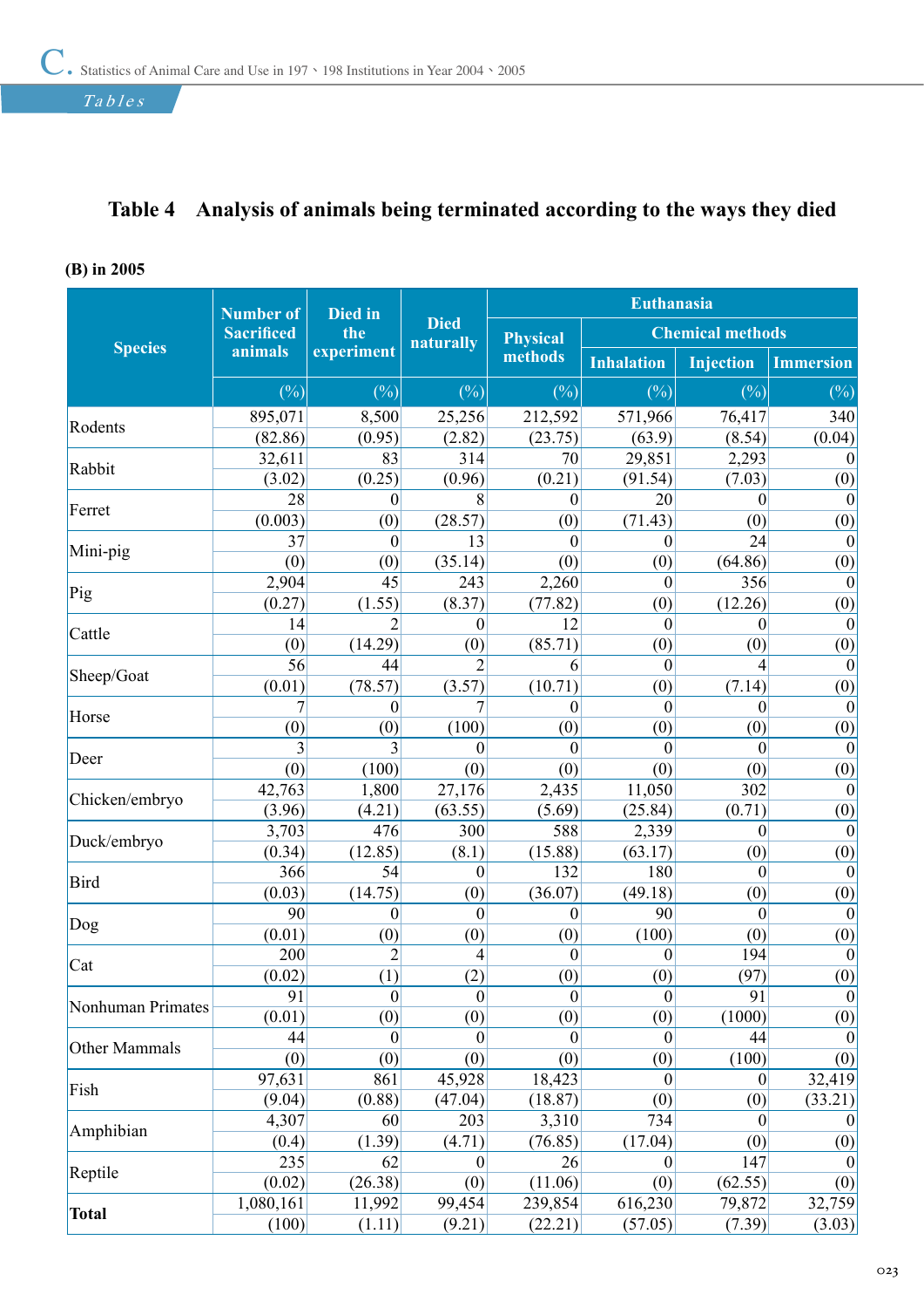## Table 4 Analysis of animals being terminated according to the ways they died

**(B) in 2005**

| Species | Number of Sacrificed animals | Died in the experiment | Died naturally | Euthanasia | | | |
|---|---|---|---|---|---|---|---|
| | | | | Physical methods | Chemical methods | | |
| | | | | | Inhalation | Injection | Immersion |
| | (%) | (%) | (%) | (%) | (%) | (%) | (%) |
| Rodents | 895,071 | 8,500 | 25,256 | 212,592 | 571,966 | 76,417 | 340 |
| | (82.86) | (0.95) | (2.82) | (23.75) | (63.9) | (8.54) | (0.04) |
| Rabbit | 32,611 | 83 | 314 | 70 | 29,851 | 2,293 | 0 |
| | (3.02) | (0.25) | (0.96) | (0.21) | (91.54) | (7.03) | (0) |
| Ferret | 28 | 0 | 8 | 0 | 20 | 0 | 0 |
| | (0.003) | (0) | (28.57) | (0) | (71.43) | (0) | (0) |
| Mini-pig | 37 | 0 | 13 | 0 | 0 | 24 | 0 |
| | (0) | (0) | (35.14) | (0) | (0) | (64.86) | (0) |
| Pig | 2,904 | 45 | 243 | 2,260 | 0 | 356 | 0 |
| | (0.27) | (1.55) | (8.37) | (77.82) | (0) | (12.26) | (0) |
| Cattle | 14 | 2 | 0 | 12 | 0 | 0 | 0 |
| | (0) | (14.29) | (0) | (85.71) | (0) | (0) | (0) |
| Sheep/Goat | 56 | 44 | 2 | 6 | 0 | 4 | 0 |
| | (0.01) | (78.57) | (3.57) | (10.71) | (0) | (7.14) | (0) |
| Horse | 7 | 0 | 7 | 0 | 0 | 0 | 0 |
| | (0) | (0) | (100) | (0) | (0) | (0) | (0) |
| Deer | 3 | 3 | 0 | 0 | 0 | 0 | 0 |
| | (0) | (100) | (0) | (0) | (0) | (0) | (0) |
| Chicken/embryo | 42,763 | 1,800 | 27,176 | 2,435 | 11,050 | 302 | 0 |
| | (3.96) | (4.21) | (63.55) | (5.69) | (25.84) | (0.71) | (0) |
| Duck/embryo | 3,703 | 476 | 300 | 588 | 2,339 | 0 | 0 |
| | (0.34) | (12.85) | (8.1) | (15.88) | (63.17) | (0) | (0) |
| Bird | 366 | 54 | 0 | 132 | 180 | 0 | 0 |
| | (0.03) | (14.75) | (0) | (36.07) | (49.18) | (0) | (0) |
| Dog | 90 | 0 | 0 | 0 | 90 | 0 | 0 |
| | (0.01) | (0) | (0) | (0) | (100) | (0) | (0) |
| Cat | 200 | 2 | 4 | 0 | 0 | 194 | 0 |
| | (0.02) | (1) | (2) | (0) | (0) | (97) | (0) |
| Nonhuman Primates | 91 | 0 | 0 | 0 | 0 | 91 | 0 |
| | (0.01) | (0) | (0) | (0) | (0) | (1000) | (0) |
| Other Mammals | 44 | 0 | 0 | 0 | 0 | 44 | 0 |
| | (0) | (0) | (0) | (0) | (0) | (100) | (0) |
| Fish | 97,631 | 861 | 45,928 | 18,423 | 0 | 0 | 32,419 |
| | (9.04) | (0.88) | (47.04) | (18.87) | (0) | (0) | (33.21) |
| Amphibian | 4,307 | 60 | 203 | 3,310 | 734 | 0 | 0 |
| | (0.4) | (1.39) | (4.71) | (76.85) | (17.04) | (0) | (0) |
| Reptile | 235 | 62 | 0 | 26 | 0 | 147 | 0 |
| | (0.02) | (26.38) | (0) | (11.06) | (0) | (62.55) | (0) |
| **Total** | 1,080,161 | 11,992 | 99,454 | 239,854 | 616,230 | 79,872 | 32,759 |
| | (100) | (1.11) | (9.21) | (22.21) | (57.05) | (7.39) | (3.03) |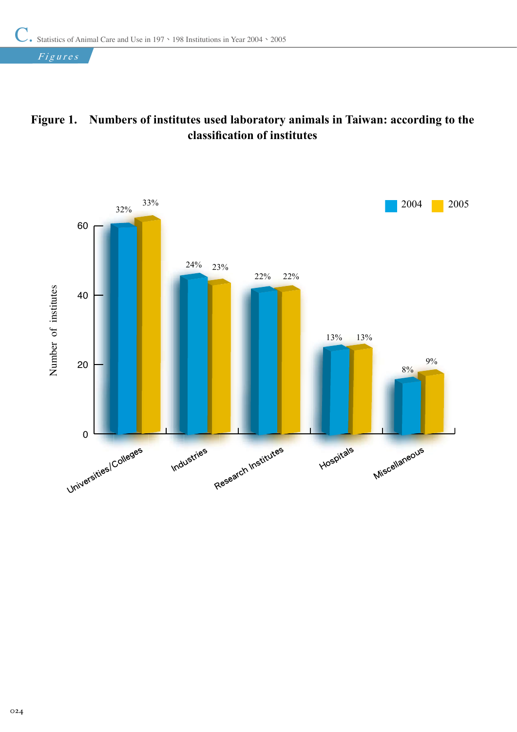**Figure 1. Numbers of institutes used laboratory animals in Taiwan: according to the classification of institutes**

| Classification | 2004 | 2005 |
|---|---|---|
| Universities/Colleges | 32% | 33% |
| Industries | 24% | 23% |
| Research Institutes | 22% | 22% |
| Hospitals | 13% | 13% |
| Miscellaneous | 8% | 9% |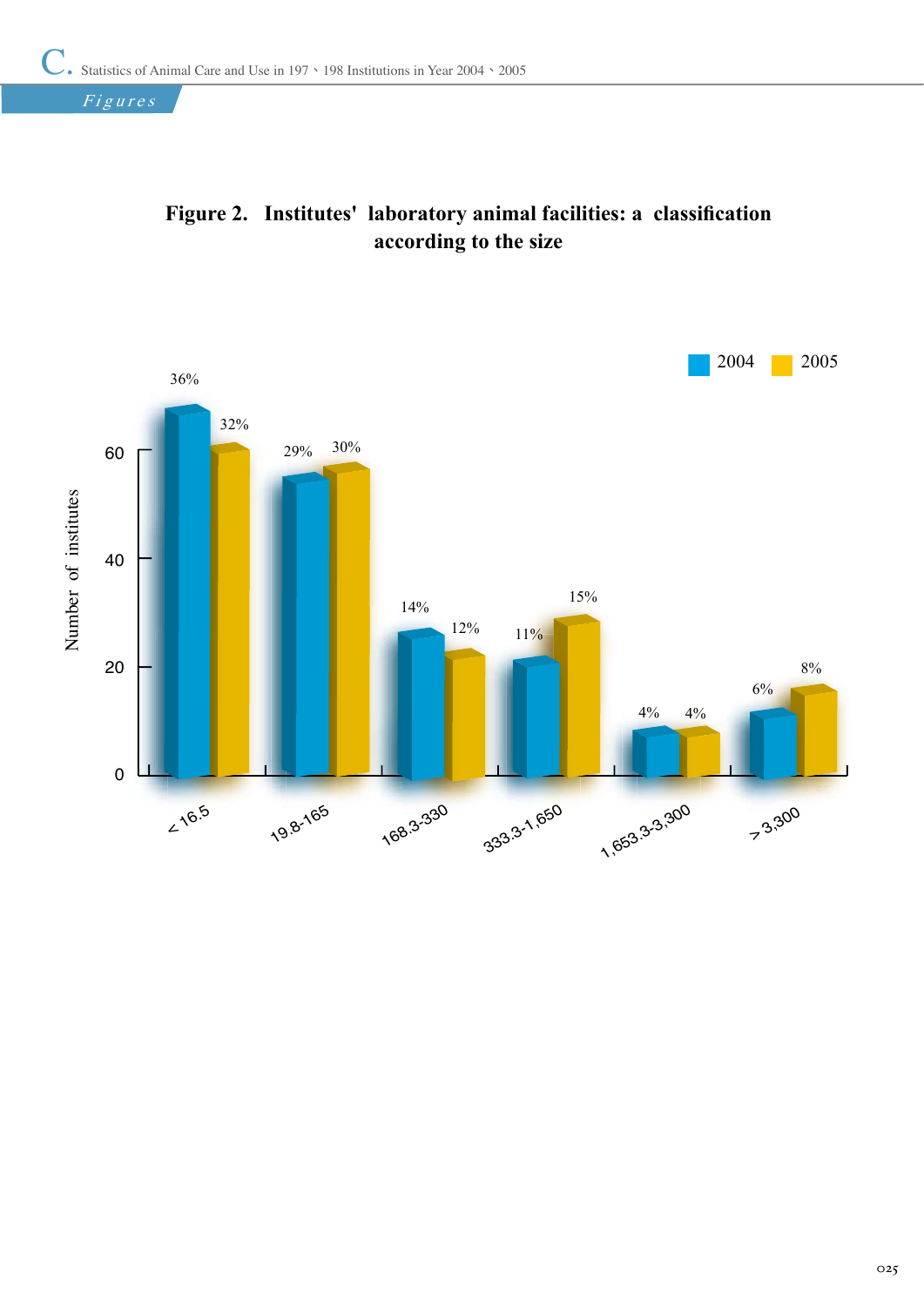## Figures

**Figure 2. Institutes' laboratory animal facilities: a classification according to the size**

| Size | 2004 | 2005 |
|---|---|---|
| < 16.5 | 36% | 32% |
| 19.8-165 | 29% | 30% |
| 168.3-330 | 14% | 12% |
| 333.3-1,650 | 11% | 15% |
| 1,653.3-3,300 | 4% | 4% |
| > 3,300 | 6% | 8% |

Y-axis: Number of institutes (0, 20, 40, 60)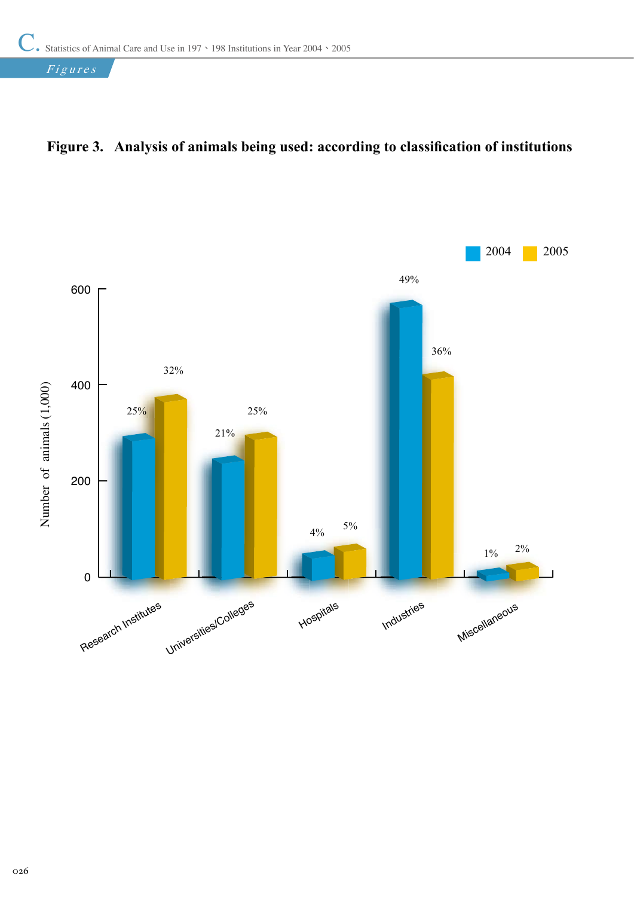## Figure 3. Analysis of animals being used: according to classification of institutions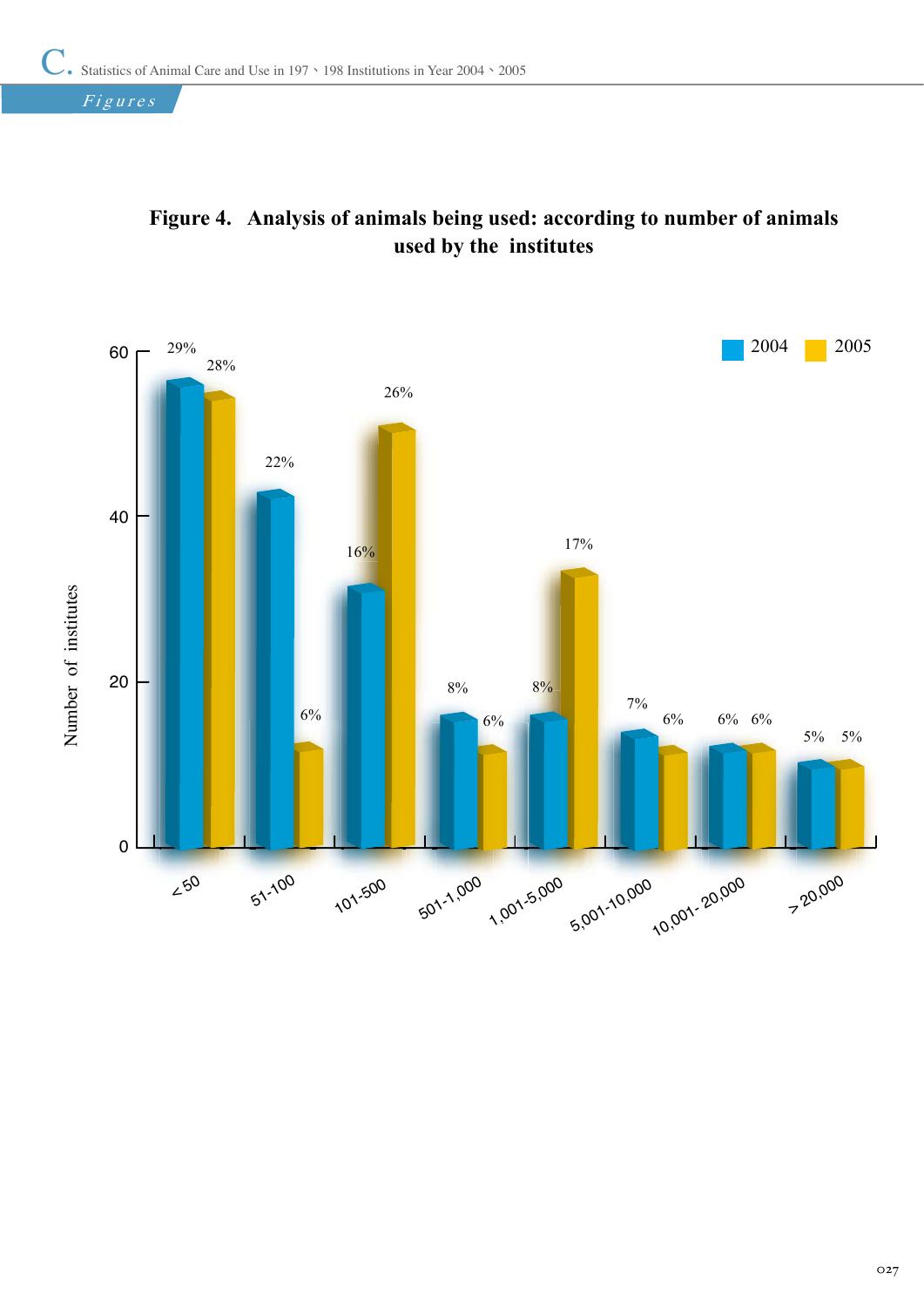**Figure 4. Analysis of animals being used: according to number of animals used by the institutes**

| Number of animals used | 2004 | 2005 |
|---|---|---|
| <50 | 29% | 28% |
| 51-100 | 22% | 6% |
| 101-500 | 16% | 26% |
| 501-1,000 | 8% | 6% |
| 1,001-5,000 | 8% | 17% |
| 5,001-10,000 | 7% | 6% |
| 10,001- 20,000 | 6% | 6% |
| >20,000 | 5% | 5% |

Y-axis: Number of institutes (0, 20, 40, 60)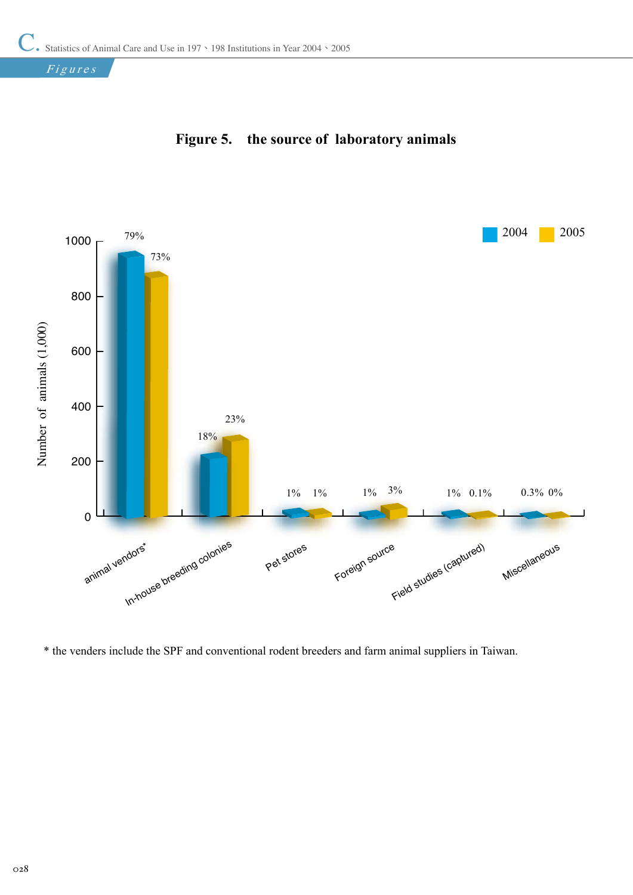# Figure 5. the source of laboratory animals

Number of animals (1,000)

1000
800
600
400
200
0

2004 2005

79% 73%
18% 23%
1% 1%
1% 3%
1% 0.1%
0.3% 0%

animal vendors*
In-house breeding colonies
Pet stores
Foreign source
Field studies (captured)
Miscellaneous

* the venders include the SPF and conventional rodent breeders and farm animal suppliers in Taiwan.